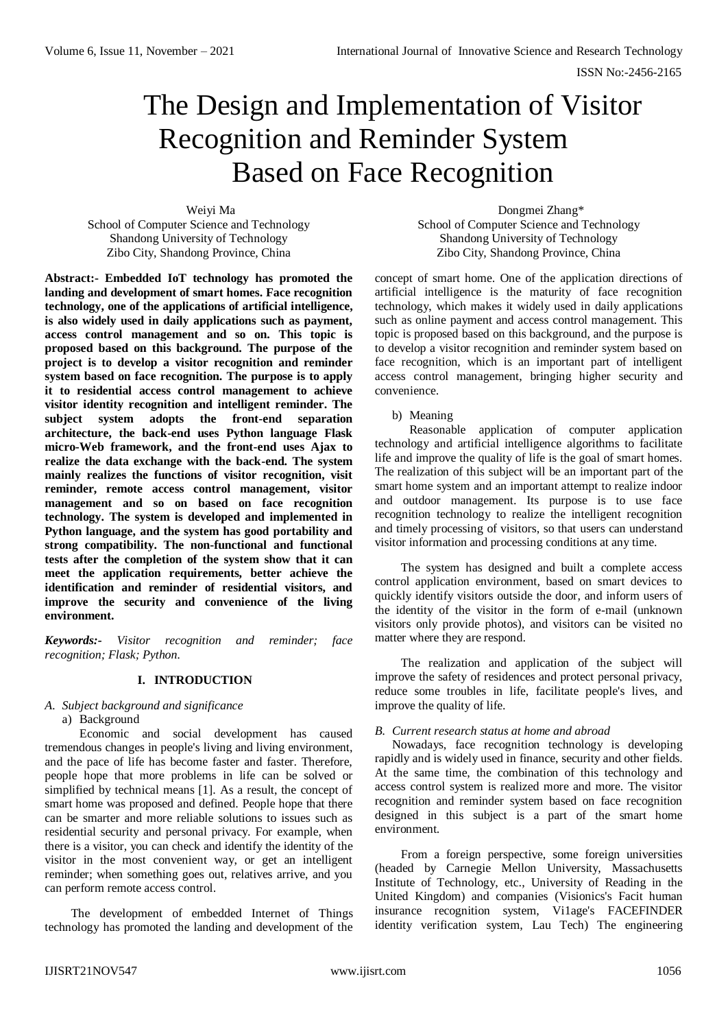# The Design and Implementation of Visitor Recognition and Reminder System Based on Face Recognition

Weiyi Ma
School of Computer Science and Technology
Shandong University of Technology
Zibo City, Shandong Province, China

Dongmei Zhang*
School of Computer Science and Technology
Shandong University of Technology
Zibo City, Shandong Province, China

**Abstract:- Embedded IoT technology has promoted the landing and development of smart homes. Face recognition technology, one of the applications of artificial intelligence, is also widely used in daily applications such as payment, access control management and so on. This topic is proposed based on this background. The purpose of the project is to develop a visitor recognition and reminder system based on face recognition. The purpose is to apply it to residential access control management to achieve visitor identity recognition and intelligent reminder. The subject system adopts the front-end separation architecture, the back-end uses Python language Flask micro-Web framework, and the front-end uses Ajax to realize the data exchange with the back-end. The system mainly realizes the functions of visitor recognition, visit reminder, remote access control management, visitor management and so on based on face recognition technology. The system is developed and implemented in Python language, and the system has good portability and strong compatibility. The non-functional and functional tests after the completion of the system show that it can meet the application requirements, better achieve the identification and reminder of residential visitors, and improve the security and convenience of the living environment.**

***Keywords:-*** *Visitor recognition and reminder; face recognition; Flask; Python.*

## I. INTRODUCTION

### A. Subject background and significance

a) Background

Economic and social development has caused tremendous changes in people's living and living environment, and the pace of life has become faster and faster. Therefore, people hope that more problems in life can be solved or simplified by technical means [1]. As a result, the concept of smart home was proposed and defined. People hope that there can be smarter and more reliable solutions to issues such as residential security and personal privacy. For example, when there is a visitor, you can check and identify the identity of the visitor in the most convenient way, or get an intelligent reminder; when something goes out, relatives arrive, and you can perform remote access control.

The development of embedded Internet of Things technology has promoted the landing and development of the concept of smart home. One of the application directions of artificial intelligence is the maturity of face recognition technology, which makes it widely used in daily applications such as online payment and access control management. This topic is proposed based on this background, and the purpose is to develop a visitor recognition and reminder system based on face recognition, which is an important part of intelligent access control management, bringing higher security and convenience.

b) Meaning

Reasonable application of computer application technology and artificial intelligence algorithms to facilitate life and improve the quality of life is the goal of smart homes. The realization of this subject will be an important part of the smart home system and an important attempt to realize indoor and outdoor management. Its purpose is to use face recognition technology to realize the intelligent recognition and timely processing of visitors, so that users can understand visitor information and processing conditions at any time.

The system has designed and built a complete access control application environment, based on smart devices to quickly identify visitors outside the door, and inform users of the identity of the visitor in the form of e-mail (unknown visitors only provide photos), and visitors can be visited no matter where they are respond.

The realization and application of the subject will improve the safety of residences and protect personal privacy, reduce some troubles in life, facilitate people's lives, and improve the quality of life.

### B. Current research status at home and abroad

Nowadays, face recognition technology is developing rapidly and is widely used in finance, security and other fields. At the same time, the combination of this technology and access control system is realized more and more. The visitor recognition and reminder system based on face recognition designed in this subject is a part of the smart home environment.

From a foreign perspective, some foreign universities (headed by Carnegie Mellon University, Massachusetts Institute of Technology, etc., University of Reading in the United Kingdom) and companies (Visionics's Facit human insurance recognition system, Vi1age's FACEFINDER identity verification system, Lau Tech) The engineering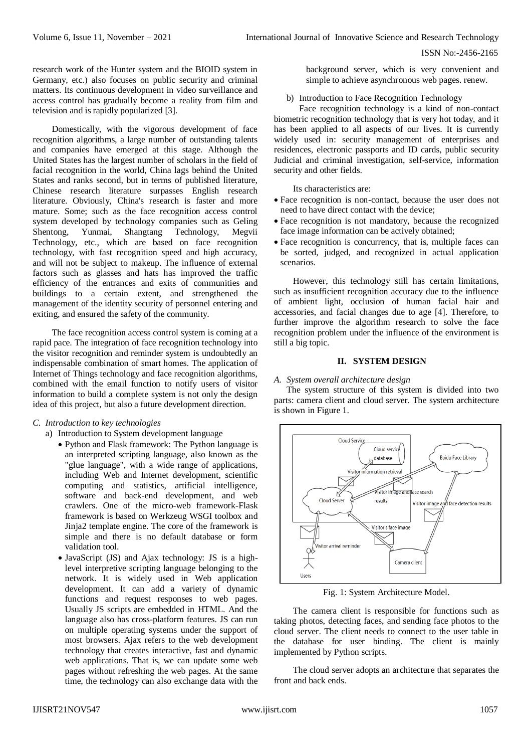research work of the Hunter system and the BIOID system in Germany, etc.) also focuses on public security and criminal matters. Its continuous development in video surveillance and access control has gradually become a reality from film and television and is rapidly popularized [3].

Domestically, with the vigorous development of face recognition algorithms, a large number of outstanding talents and companies have emerged at this stage. Although the United States has the largest number of scholars in the field of facial recognition in the world, China lags behind the United States and ranks second, but in terms of published literature, Chinese research literature surpasses English research literature. Obviously, China's research is faster and more mature. Some; such as the face recognition access control system developed by technology companies such as Geling Shentong, Yunmai, Shangtang Technology, Megvii Technology, etc., which are based on face recognition technology, with fast recognition speed and high accuracy, and will not be subject to makeup. The influence of external factors such as glasses and hats has improved the traffic efficiency of the entrances and exits of communities and buildings to a certain extent, and strengthened the management of the identity security of personnel entering and exiting, and ensured the safety of the community.

The face recognition access control system is coming at a rapid pace. The integration of face recognition technology into the visitor recognition and reminder system is undoubtedly an indispensable combination of smart homes. The application of Internet of Things technology and face recognition algorithms, combined with the email function to notify users of visitor information to build a complete system is not only the design idea of this project, but also a future development direction.

### *C. Introduction to key technologies*

a) Introduction to System development language

- Python and Flask framework: The Python language is an interpreted scripting language, also known as the "glue language", with a wide range of applications, including Web and Internet development, scientific computing and statistics, artificial intelligence, software and back-end development, and web crawlers. One of the micro-web framework-Flask framework is based on Werkzeug WSGI toolbox and Jinja2 template engine. The core of the framework is simple and there is no default database or form validation tool.
- JavaScript (JS) and Ajax technology: JS is a high-level interpretive scripting language belonging to the network. It is widely used in Web application development. It can add a variety of dynamic functions and request responses to web pages. Usually JS scripts are embedded in HTML. And the language also has cross-platform features. JS can run on multiple operating systems under the support of most browsers. Ajax refers to the web development technology that creates interactive, fast and dynamic web applications. That is, we can update some web pages without refreshing the web pages. At the same time, the technology can also exchange data with the background server, which is very convenient and simple to achieve asynchronous web pages. renew.

b) Introduction to Face Recognition Technology

Face recognition technology is a kind of non-contact biometric recognition technology that is very hot today, and it has been applied to all aspects of our lives. It is currently widely used in: security management of enterprises and residences, electronic passports and ID cards, public security Judicial and criminal investigation, self-service, information security and other fields.

Its characteristics are:

- Face recognition is non-contact, because the user does not need to have direct contact with the device;
- Face recognition is not mandatory, because the recognized face image information can be actively obtained;
- Face recognition is concurrency, that is, multiple faces can be sorted, judged, and recognized in actual application scenarios.

However, this technology still has certain limitations, such as insufficient recognition accuracy due to the influence of ambient light, occlusion of human facial hair and accessories, and facial changes due to age [4]. Therefore, to further improve the algorithm research to solve the face recognition problem under the influence of the environment is still a big topic.

## II. SYSTEM DESIGN

### *A. System overall architecture design*

The system structure of this system is divided into two parts: camera client and cloud server. The system architecture is shown in Figure 1.

Fig. 1: System Architecture Model.

The camera client is responsible for functions such as taking photos, detecting faces, and sending face photos to the cloud server. The client needs to connect to the user table in the database for user binding. The client is mainly implemented by Python scripts.

The cloud server adopts an architecture that separates the front and back ends.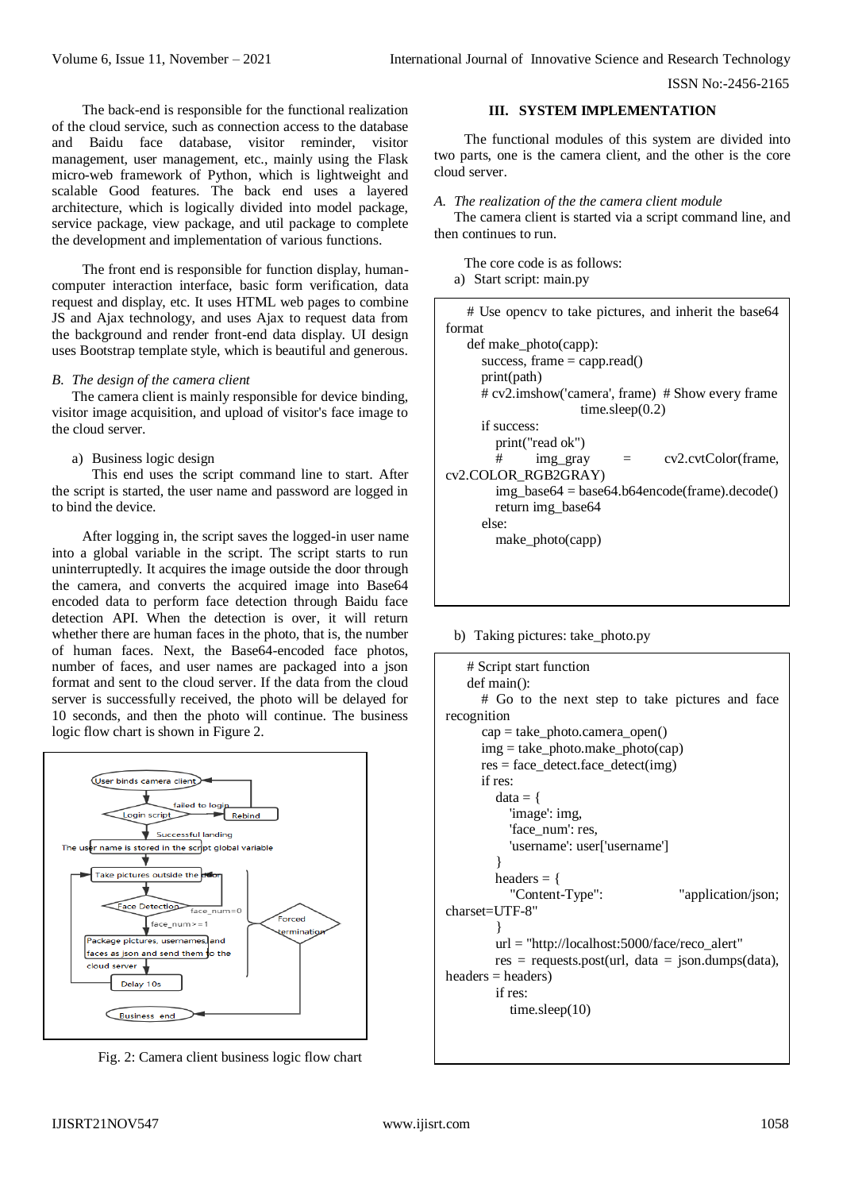The back-end is responsible for the functional realization of the cloud service, such as connection access to the database and Baidu face database, visitor reminder, visitor management, user management, etc., mainly using the Flask micro-web framework of Python, which is lightweight and scalable Good features. The back end uses a layered architecture, which is logically divided into model package, service package, view package, and util package to complete the development and implementation of various functions.

The front end is responsible for function display, human-computer interaction interface, basic form verification, data request and display, etc. It uses HTML web pages to combine JS and Ajax technology, and uses Ajax to request data from the background and render front-end data display. UI design uses Bootstrap template style, which is beautiful and generous.

### *B. The design of the camera client*

The camera client is mainly responsible for device binding, visitor image acquisition, and upload of visitor's face image to the cloud server.

a) Business logic design

This end uses the script command line to start. After the script is started, the user name and password are logged in to bind the device.

After logging in, the script saves the logged-in user name into a global variable in the script. The script starts to run uninterruptedly. It acquires the image outside the door through the camera, and converts the acquired image into Base64 encoded data to perform face detection through Baidu face detection API. When the detection is over, it will return whether there are human faces in the photo, that is, the number of human faces. Next, the Base64-encoded face photos, number of faces, and user names are packaged into a json format and sent to the cloud server. If the data from the cloud server is successfully received, the photo will be delayed for 10 seconds, and then the photo will continue. The business logic flow chart is shown in Figure 2.

User binds camera client
Login script
failed to login
Rebind
Successful landing
The user name is stored in the script global variable
Take pictures outside the door
Face Detection
face_num=0
face_num>=1
Forced termination
Package pictures, usernames, and faces as json and send them to the cloud server
Delay 10s
Business end

Fig. 2: Camera client business logic flow chart

## III. SYSTEM IMPLEMENTATION

The functional modules of this system are divided into two parts, one is the camera client, and the other is the core cloud server.

### *A. The realization of the the camera client module*

The camera client is started via a script command line, and then continues to run.

The core code is as follows:

a) Start script: main.py

```
# Use opencv to take pictures, and inherit the base64 format
def make_photo(capp):
    success, frame = capp.read()
    print(path)
    # cv2.imshow('camera', frame)  # Show every frame
                            time.sleep(0.2)
    if success:
        print("read ok")
        #     img_gray     =     cv2.cvtColor(frame, cv2.COLOR_RGB2GRAY)
        img_base64 = base64.b64encode(frame).decode()
        return img_base64
    else:
        make_photo(capp)
```

b) Taking pictures: take_photo.py

```
# Script start function
def main():
    # Go to the next step to take pictures and face recognition
    cap = take_photo.camera_open()
    img = take_photo.make_photo(cap)
    res = face_detect.face_detect(img)
    if res:
        data = {
            'image': img,
            'face_num': res,
            'username': user['username']
        }
        headers = {
            "Content-Type":                    "application/json; charset=UTF-8"
        }
        url = "http://localhost:5000/face/reco_alert"
        res = requests.post(url, data = json.dumps(data), headers = headers)
        if res:
            time.sleep(10)
```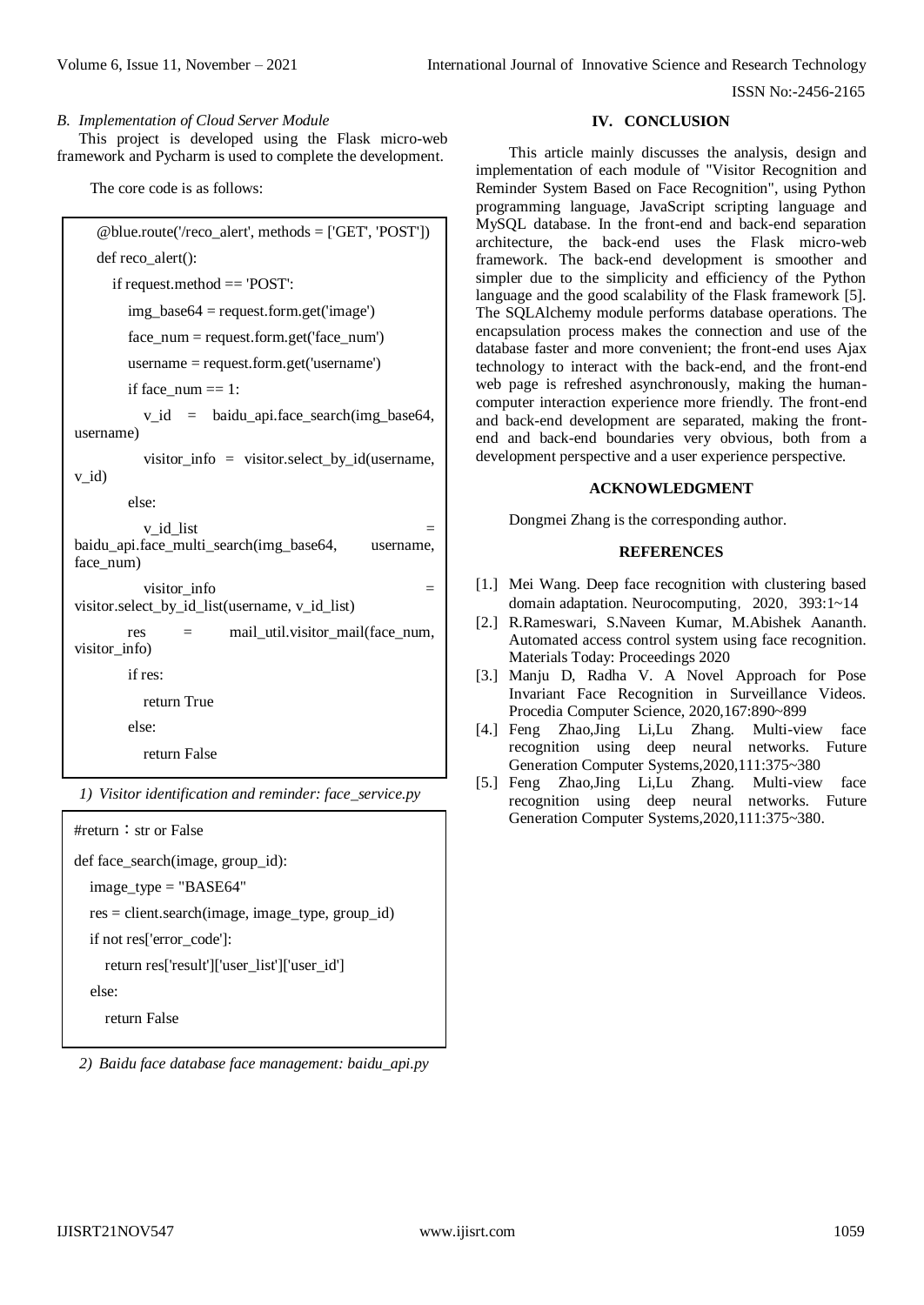### B. Implementation of Cloud Server Module

This project is developed using the Flask micro-web framework and Pycharm is used to complete the development.

The core code is as follows:

```
@blue.route('/reco_alert', methods = ['GET', 'POST'])
def reco_alert():
    if request.method == 'POST':
        img_base64 = request.form.get('image')
        face_num = request.form.get('face_num')
        username = request.form.get('username')
        if face_num == 1:
            v_id = baidu_api.face_search(img_base64, username)
            visitor_info = visitor.select_by_id(username, v_id)
        else:
            v_id_list = baidu_api.face_multi_search(img_base64, username, face_num)
            visitor_info = visitor.select_by_id_list(username, v_id_list)
        res = mail_util.visitor_mail(face_num, visitor_info)
        if res:
            return True
        else:
            return False
```

*1) Visitor identification and reminder: face_service.py*

```
#return：str or False
def face_search(image, group_id):
    image_type = "BASE64"
    res = client.search(image, image_type, group_id)
    if not res['error_code']:
        return res['result']['user_list']['user_id']
    else:
        return False
```

*2) Baidu face database face management: baidu_api.py*

## IV. CONCLUSION

This article mainly discusses the analysis, design and implementation of each module of "Visitor Recognition and Reminder System Based on Face Recognition", using Python programming language, JavaScript scripting language and MySQL database. In the front-end and back-end separation architecture, the back-end uses the Flask micro-web framework. The back-end development is smoother and simpler due to the simplicity and efficiency of the Python language and the good scalability of the Flask framework [5]. The SQLAlchemy module performs database operations. The encapsulation process makes the connection and use of the database faster and more convenient; the front-end uses Ajax technology to interact with the back-end, and the front-end web page is refreshed asynchronously, making the human-computer interaction experience more friendly. The front-end and back-end development are separated, making the front-end and back-end boundaries very obvious, both from a development perspective and a user experience perspective.

## ACKNOWLEDGMENT

Dongmei Zhang is the corresponding author.

## REFERENCES

[1.] Mei Wang. Deep face recognition with clustering based domain adaptation. Neurocomputing，2020，393:1~14

[2.] R.Rameswari, S.Naveen Kumar, M.Abishek Aananth. Automated access control system using face recognition. Materials Today: Proceedings 2020

[3.] Manju D, Radha V. A Novel Approach for Pose Invariant Face Recognition in Surveillance Videos. Procedia Computer Science, 2020,167:890~899

[4.] Feng Zhao,Jing Li,Lu Zhang. Multi-view face recognition using deep neural networks. Future Generation Computer Systems,2020,111:375~380

[5.] Feng Zhao,Jing Li,Lu Zhang. Multi-view face recognition using deep neural networks. Future Generation Computer Systems,2020,111:375~380.